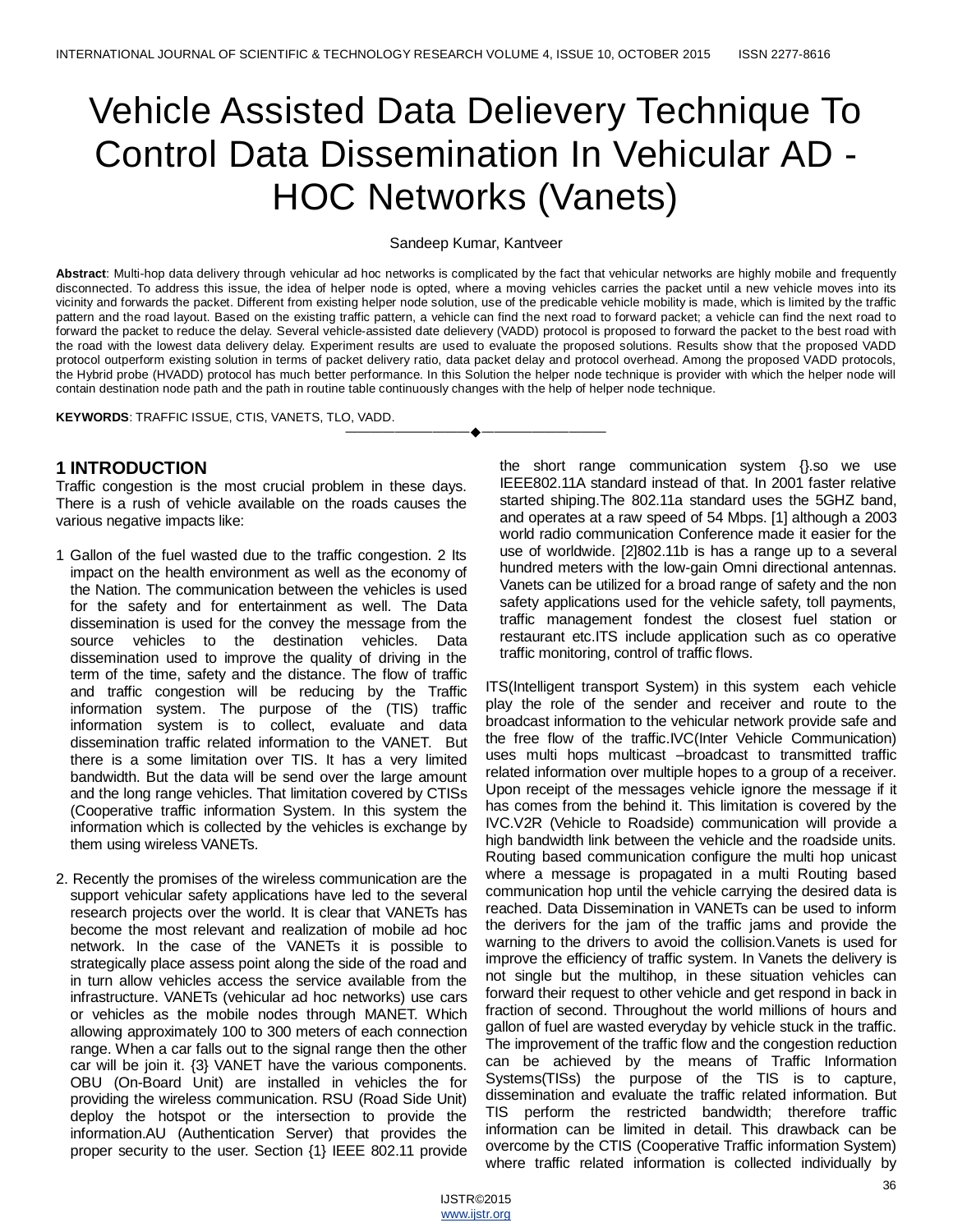# Vehicle Assisted Data Delievery Technique To Control Data Dissemination In Vehicular AD - HOC Networks (Vanets)

Sandeep Kumar, Kantveer

**Abstract**: Multi-hop data delivery through vehicular ad hoc networks is complicated by the fact that vehicular networks are highly mobile and frequently disconnected. To address this issue, the idea of helper node is opted, where a moving vehicles carries the packet until a new vehicle moves into its vicinity and forwards the packet. Different from existing helper node solution, use of the predicable vehicle mobility is made, which is limited by the traffic pattern and the road layout. Based on the existing traffic pattern, a vehicle can find the next road to forward packet; a vehicle can find the next road to forward the packet to reduce the delay. Several vehicle-assisted date delievery (VADD) protocol is proposed to forward the packet to the best road with the road with the lowest data delivery delay. Experiment results are used to evaluate the proposed solutions. Results show that the proposed VADD protocol outperform existing solution in terms of packet delivery ratio, data packet delay and protocol overhead. Among the proposed VADD protocols, the Hybrid probe (HVADD) protocol has much better performance. In this Solution the helper node technique is provider with which the helper node will contain destination node path and the path in routine table continuously changes with the help of helper node technique.

**KEYWORDS**: TRAFFIC ISSUE, CTIS, VANETS, TLO, VADD.

---

## 1 INTRODUCTION

Traffic congestion is the most crucial problem in these days. There is a rush of vehicle available on the roads causes the various negative impacts like:

1 Gallon of the fuel wasted due to the traffic congestion. 2 Its impact on the health environment as well as the economy of the Nation. The communication between the vehicles is used for the safety and for entertainment as well. The Data dissemination is used for the convey the message from the source vehicles to the destination vehicles. Data dissemination used to improve the quality of driving in the term of the time, safety and the distance. The flow of traffic and traffic congestion will be reducing by the Traffic information system. The purpose of the (TIS) traffic information system is to collect, evaluate and data dissemination traffic related information to the VANET. But there is a some limitation over TIS. It has a very limited bandwidth. But the data will be send over the large amount and the long range vehicles. That limitation covered by CTISs (Cooperative traffic information System. In this system the information which is collected by the vehicles is exchange by them using wireless VANETs.

2. Recently the promises of the wireless communication are the support vehicular safety applications have led to the several research projects over the world. It is clear that VANETs has become the most relevant and realization of mobile ad hoc network. In the case of the VANETs it is possible to strategically place assess point along the side of the road and in turn allow vehicles access the service available from the infrastructure. VANETs (vehicular ad hoc networks) use cars or vehicles as the mobile nodes through MANET. Which allowing approximately 100 to 300 meters of each connection range. When a car falls out to the signal range then the other car will be join it. {3} VANET have the various components. OBU (On-Board Unit) are installed in vehicles the for providing the wireless communication. RSU (Road Side Unit) deploy the hotspot or the intersection to provide the information.AU (Authentication Server) that provides the proper security to the user. Section {1} IEEE 802.11 provide the short range communication system {}.so we use IEEE802.11A standard instead of that. In 2001 faster relative started shiping.The 802.11a standard uses the 5GHZ band, and operates at a raw speed of 54 Mbps. [1] although a 2003 world radio communication Conference made it easier for the use of worldwide. [2]802.11b is has a range up to a several hundred meters with the low-gain Omni directional antennas. Vanets can be utilized for a broad range of safety and the non safety applications used for the vehicle safety, toll payments, traffic management fondest the closest fuel station or restaurant etc.ITS include application such as co operative traffic monitoring, control of traffic flows.

ITS(Intelligent transport System) in this system each vehicle play the role of the sender and receiver and route to the broadcast information to the vehicular network provide safe and the free flow of the traffic.IVC(Inter Vehicle Communication) uses multi hops multicast –broadcast to transmitted traffic related information over multiple hopes to a group of a receiver. Upon receipt of the messages vehicle ignore the message if it has comes from the behind it. This limitation is covered by the IVC.V2R (Vehicle to Roadside) communication will provide a high bandwidth link between the vehicle and the roadside units. Routing based communication configure the multi hop unicast where a message is propagated in a multi Routing based communication hop until the vehicle carrying the desired data is reached. Data Dissemination in VANETs can be used to inform the derivers for the jam of the traffic jams and provide the warning to the drivers to avoid the collision.Vanets is used for improve the efficiency of traffic system. In Vanets the delivery is not single but the multihop, in these situation vehicles can forward their request to other vehicle and get respond in back in fraction of second. Throughout the world millions of hours and gallon of fuel are wasted everyday by vehicle stuck in the traffic. The improvement of the traffic flow and the congestion reduction can be achieved by the means of Traffic Information Systems(TISs) the purpose of the TIS is to capture, dissemination and evaluate the traffic related information. But TIS perform the restricted bandwidth; therefore traffic information can be limited in detail. This drawback can be overcome by the CTIS (Cooperative Traffic information System) where traffic related information is collected individually by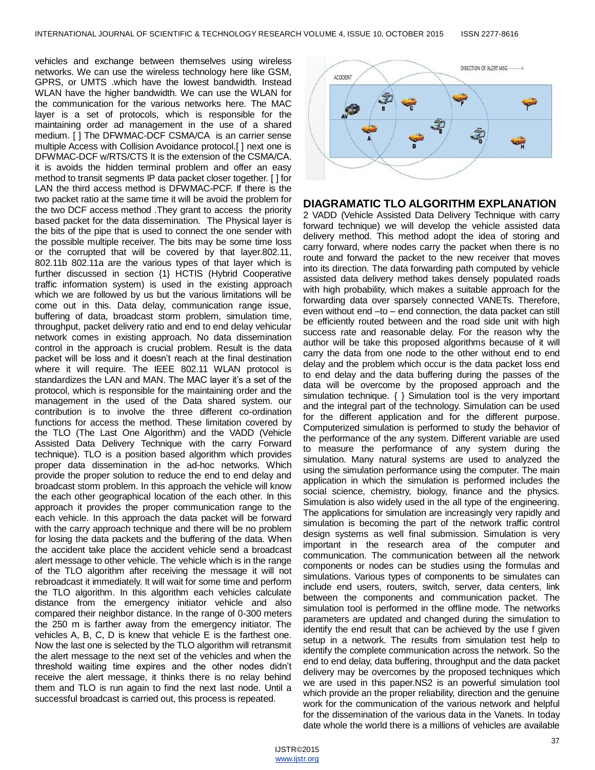vehicles and exchange between themselves using wireless networks. We can use the wireless technology here like GSM, GPRS, or UMTS .which have the lowest bandwidth. Instead WLAN have the higher bandwidth. We can use the WLAN for the communication for the various networks here. The MAC layer is a set of protocols, which is responsible for the maintaining order ad management in the use of a shared medium. [ ] The DFWMAC-DCF CSMA/CA is an carrier sense multiple Access with Collision Avoidance protocol.[ ] next one is DFWMAC-DCF w/RTS/CTS It is the extension of the CSMA/CA. it is avoids the hidden terminal problem and offer an easy method to transit segments IP data packet closer together. [ ] for LAN the third access method is DFWMAC-PCF. If there is the two packet ratio at the same time it will be avoid the problem for the two DCF access method .They grant to access the priority based packet for the data dissemination. The Physical layer is the bits of the pipe that is used to connect the one sender with the possible multiple receiver. The bits may be some time loss or the corrupted that will be covered by that layer.802.11, 802.11b 802.11a are the various types of that layer which is further discussed in section {1} HCTIS (Hybrid Cooperative traffic information system) is used in the existing approach which we are followed by us but the various limitations will be come out in this. Data delay, communication range issue, buffering of data, broadcast storm problem, simulation time, throughput, packet delivery ratio and end to end delay vehicular network comes in existing approach. No data dissemination control in the approach is crucial problem. Result is the data packet will be loss and it doesn't reach at the final destination where it will require. The IEEE 802.11 WLAN protocol is standardizes the LAN and MAN. The MAC layer it's a set of the protocol, which is responsible for the maintaining order and the management in the used of the Data shared system. our contribution is to involve the three different co-ordination functions for access the method. These limitation covered by the TLO (The Last One Algorithm) and the VADD (Vehicle Assisted Data Delivery Technique with the carry Forward technique). TLO is a position based algorithm which provides proper data dissemination in the ad-hoc networks. Which provide the proper solution to reduce the end to end delay and broadcast storm problem. In this approach the vehicle will know the each other geographical location of the each other. In this approach it provides the proper communication range to the each vehicle. In this approach the data packet will be forward with the carry approach technique and there will be no problem for losing the data packets and the buffering of the data. When the accident take place the accident vehicle send a broadcast alert message to other vehicle. The vehicle which is in the range of the TLO algorithm after receiving the message it will not rebroadcast it immediately. It will wait for some time and perform the TLO algorithm. In this algorithm each vehicles calculate distance from the emergency initiator vehicle and also compared their neighbor distance. In the range of 0-300 meters the 250 m is farther away from the emergency initiator. The vehicles A, B, C, D is knew that vehicle E is the farthest one. Now the last one is selected by the TLO algorithm will retransmit the alert message to the next set of the vehicles and when the threshold waiting time expires and the other nodes didn't receive the alert message, it thinks there is no relay behind them and TLO is run again to find the next last node. Until a successful broadcast is carried out, this process is repeated.

## DIAGRAMATIC TLO ALGORITHM EXPLANATION

2 VADD (Vehicle Assisted Data Delivery Technique with carry forward technique) we will develop the vehicle assisted data delivery method. This method adopt the idea of storing and carry forward, where nodes carry the packet when there is no route and forward the packet to the new receiver that moves into its direction. The data forwarding path computed by vehicle assisted data delivery method takes densely populated roads with high probability, which makes a suitable approach for the forwarding data over sparsely connected VANETs. Therefore, even without end –to – end connection, the data packet can still be efficiently routed between and the road side unit with high success rate and reasonable delay. For the reason why the author will be take this proposed algorithms because of it will carry the data from one node to the other without end to end delay and the problem which occur is the data packet loss end to end delay and the data buffering during the passes of the data will be overcome by the proposed approach and the simulation technique. { } Simulation tool is the very important and the integral part of the technology. Simulation can be used for the different application and for the different purpose. Computerized simulation is performed to study the behavior of the performance of the any system. Different variable are used to measure the performance of any system during the simulation. Many natural systems are used to analyzed the using the simulation performance using the computer. The main application in which the simulation is performed includes the social science, chemistry, biology, finance and the physics. Simulation is also widely used in the all type of the engineering. The applications for simulation are increasingly very rapidly and simulation is becoming the part of the network traffic control design systems as well final submission. Simulation is very important in the research area of the computer and communication. The communication between all the network components or nodes can be studies using the formulas and simulations. Various types of components to be simulates can include end users, routers, switch, server, data centers, link between the components and communication packet. The simulation tool is performed in the offline mode. The networks parameters are updated and changed during the simulation to identify the end result that can be achieved by the use f given setup in a network. The results from simulation test help to identify the complete communication across the network. So the end to end delay, data buffering, throughput and the data packet delivery may be overcomes by the proposed techniques which we are used in this paper.NS2 is an powerful simulation tool which provide an the proper reliability, direction and the genuine work for the communication of the various network and helpful for the dissemination of the various data in the Vanets. In today date whole the world there is a millions of vehicles are available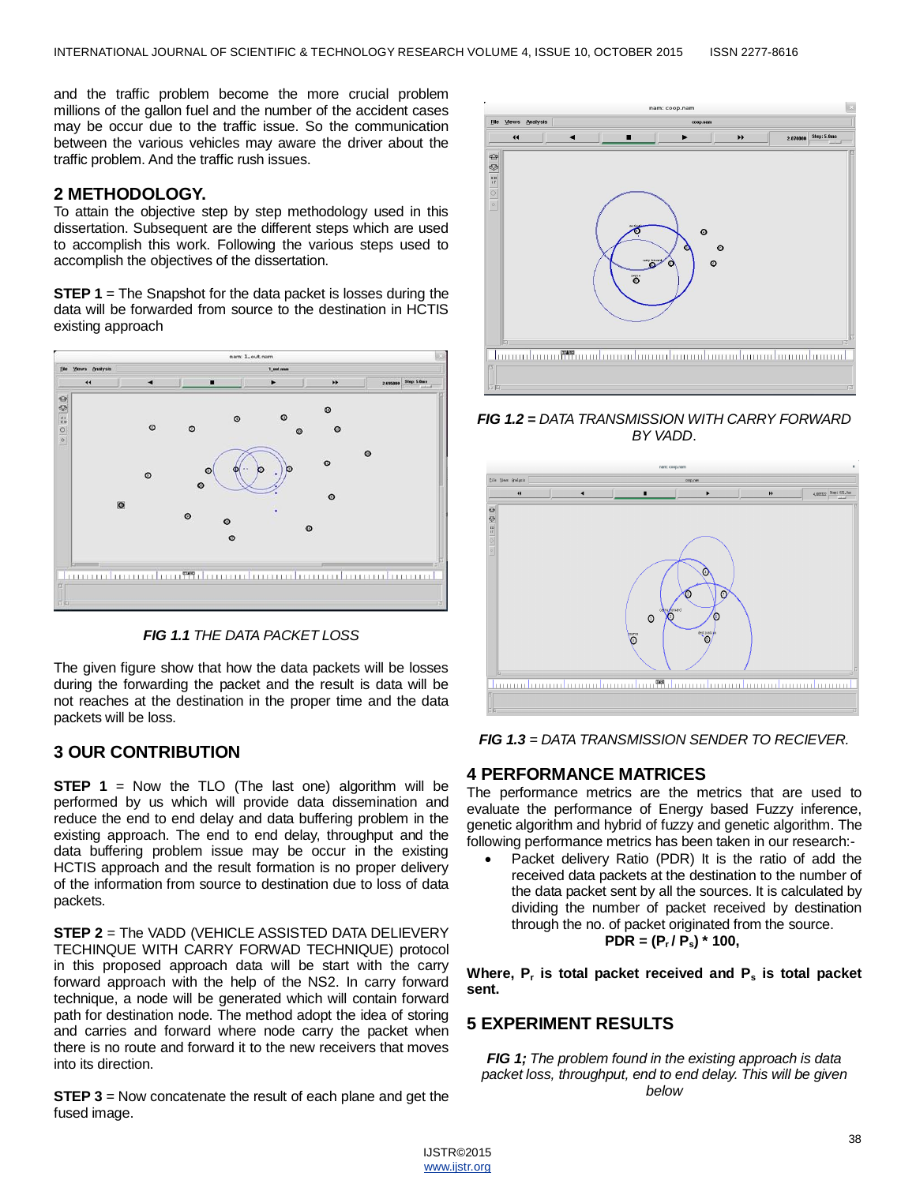and the traffic problem become the more crucial problem millions of the gallon fuel and the number of the accident cases may be occur due to the traffic issue. So the communication between the various vehicles may aware the driver about the traffic problem. And the traffic rush issues.

## 2 METHODOLOGY.

To attain the objective step by step methodology used in this dissertation. Subsequent are the different steps which are used to accomplish this work. Following the various steps used to accomplish the objectives of the dissertation.

**STEP 1** = The Snapshot for the data packet is losses during the data will be forwarded from source to the destination in HCTIS existing approach

***FIG 1.1*** *THE DATA PACKET LOSS*

The given figure show that how the data packets will be losses during the forwarding the packet and the result is data will be not reaches at the destination in the proper time and the data packets will be loss.

## 3 OUR CONTRIBUTION

**STEP 1** = Now the TLO (The last one) algorithm will be performed by us which will provide data dissemination and reduce the end to end delay and data buffering problem in the existing approach. The end to end delay, throughput and the data buffering problem issue may be occur in the existing HCTIS approach and the result formation is no proper delivery of the information from source to destination due to loss of data packets.

**STEP 2** = The VADD (VEHICLE ASSISTED DATA DELIEVERY TECHINQUE WITH CARRY FORWAD TECHNIQUE) protocol in this proposed approach data will be start with the carry forward approach with the help of the NS2. In carry forward technique, a node will be generated which will contain forward path for destination node. The method adopt the idea of storing and carries and forward where node carry the packet when there is no route and forward it to the new receivers that moves into its direction.

**STEP 3** = Now concatenate the result of each plane and get the fused image.

***FIG 1.2 =*** *DATA TRANSMISSION WITH CARRY FORWARD BY VADD.*

***FIG 1.3*** *= DATA TRANSMISSION SENDER TO RECIEVER.*

## 4 PERFORMANCE MATRICES

The performance metrics are the metrics that are used to evaluate the performance of Energy based Fuzzy inference, genetic algorithm and hybrid of fuzzy and genetic algorithm. The following performance metrics has been taken in our research:-

- Packet delivery Ratio (PDR) It is the ratio of add the received data packets at the destination to the number of the data packet sent by all the sources. It is calculated by dividing the number of packet received by destination through the no. of packet originated from the source.

$$PDR = (P_r / P_s) * 100,$$

**Where, $P_r$ is total packet received and $P_s$ is total packet sent.**

## 5 EXPERIMENT RESULTS

***FIG 1;*** *The problem found in the existing approach is data packet loss, throughput, end to end delay. This will be given below*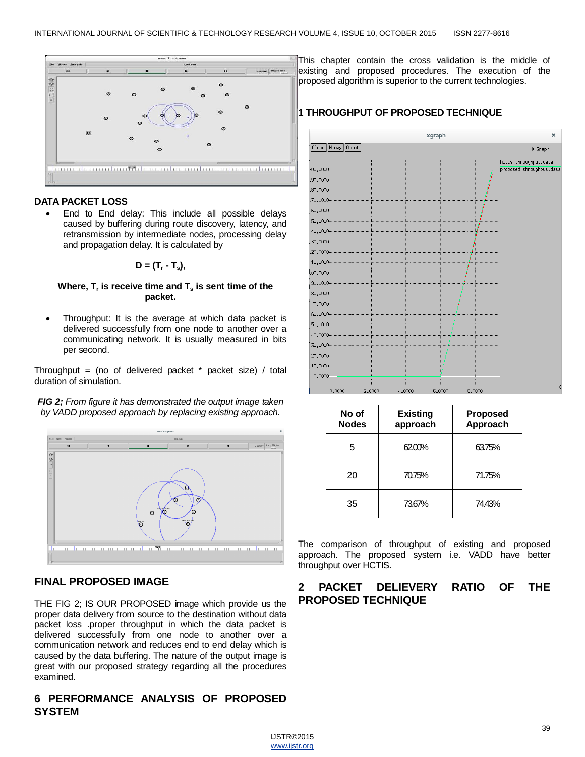### DATA PACKET LOSS

- End to End delay: This include all possible delays caused by buffering during route discovery, latency, and retransmission by intermediate nodes, processing delay and propagation delay. It is calculated by

$$D = (T_r - T_s),$$

**Where, $T_r$ is receive time and $T_s$ is sent time of the packet.**

- Throughput: It is the average at which data packet is delivered successfully from one node to another over a communicating network. It is usually measured in bits per second.

Throughput = (no of delivered packet * packet size) / total duration of simulation.

*FIG 2; From figure it has demonstrated the output image taken by VADD proposed approach by replacing existing approach.*

### FINAL PROPOSED IMAGE

THE FIG 2; IS OUR PROPOSED image which provide us the proper data delivery from source to the destination without data packet loss .proper throughput in which the data packet is delivered successfully from one node to another over a communication network and reduces end to end delay which is caused by the data buffering. The nature of the output image is great with our proposed strategy regarding all the procedures examined.

## 6 PERFORMANCE ANALYSIS OF PROPOSED SYSTEM

This chapter contain the cross validation is the middle of existing and proposed procedures. The execution of the proposed algorithm is superior to the current technologies.

### 1 THROUGHPUT OF PROPOSED TECHNIQUE

| No of Nodes | Existing approach | Proposed Approach |
|---|---|---|
| 5 | 62.00% | 63.75% |
| 20 | 70.75% | 71.75% |
| 35 | 73.67% | 74.43% |

The comparison of throughput of existing and proposed approach. The proposed system i.e. VADD have better throughput over HCTIS.

### 2 PACKET DELIEVERY RATIO OF THE PROPOSED TECHNIQUE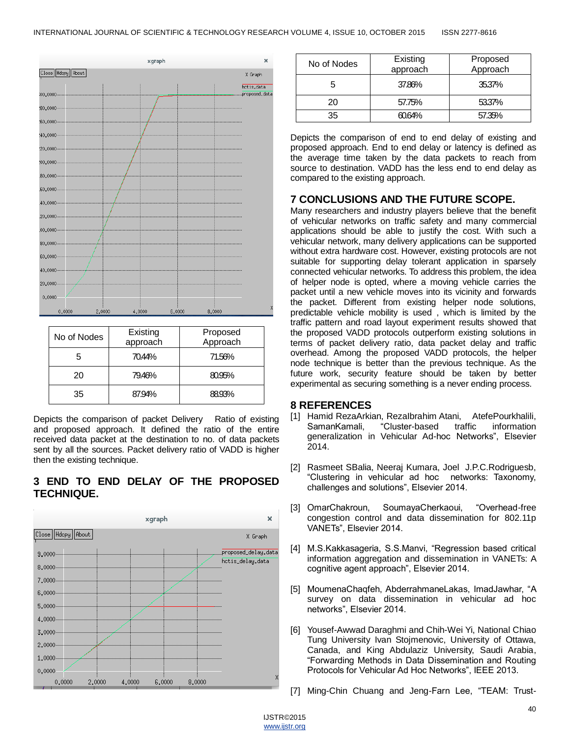| No of Nodes | Existing approach | Proposed Approach |
|---|---|---|
| 5 | 70.44% | 71.56% |
| 20 | 79.46% | 80.95% |
| 35 | 87.94% | 88.93% |

Depicts the comparison of packet Delivery Ratio of existing and proposed approach. It defined the ratio of the entire received data packet at the destination to no. of data packets sent by all the sources. Packet delivery ratio of VADD is higher then the existing technique.

## 3 END TO END DELAY OF THE PROPOSED TECHNIQUE.

| No of Nodes | Existing approach | Proposed Approach |
|---|---|---|
| 5 | 37.86% | 35.37% |
| 20 | 57.75% | 53.37% |
| 35 | 60.64% | 57.35% |

Depicts the comparison of end to end delay of existing and proposed approach. End to end delay or latency is defined as the average time taken by the data packets to reach from source to destination. VADD has the less end to end delay as compared to the existing approach.

## 7 CONCLUSIONS AND THE FUTURE SCOPE.

Many researchers and industry players believe that the benefit of vehicular networks on traffic safety and many commercial applications should be able to justify the cost. With such a vehicular network, many delivery applications can be supported without extra hardware cost. However, existing protocols are not suitable for supporting delay tolerant application in sparsely connected vehicular networks. To address this problem, the idea of helper node is opted, where a moving vehicle carries the packet until a new vehicle moves into its vicinity and forwards the packet. Different from existing helper node solutions, predictable vehicle mobility is used , which is limited by the traffic pattern and road layout experiment results showed that the proposed VADD protocols outperform existing solutions in terms of packet delivery ratio, data packet delay and traffic overhead. Among the proposed VADD protocols, the helper node technique is better than the previous technique. As the future work, security feature should be taken by better experimental as securing something is a never ending process.

## 8 REFERENCES

[1] Hamid RezaArkian, RezaIbrahim Atani, AtefePourkhalili, SamanKamali, "Cluster-based traffic information generalization in Vehicular Ad-hoc Networks", Elsevier 2014.

[2] Rasmeet SBalia, Neeraj Kumara, Joel J.P.C.Rodriguesb, "Clustering in vehicular ad hoc networks: Taxonomy, challenges and solutions", Elsevier 2014.

[3] OmarChakroun, SoumayaCherkaoui, "Overhead-free congestion control and data dissemination for 802.11p VANETs", Elsevier 2014.

[4] M.S.Kakkasageria, S.S.Manvi, "Regression based critical information aggregation and dissemination in VANETs: A cognitive agent approach", Elsevier 2014.

[5] MoumenaChaqfeh, AbderrahmaneLakas, ImadJawhar, "A survey on data dissemination in vehicular ad hoc networks", Elsevier 2014.

[6] Yousef-Awwad Daraghmi and Chih-Wei Yi, National Chiao Tung University Ivan Stojmenovic, University of Ottawa, Canada, and King Abdulaziz University, Saudi Arabia, "Forwarding Methods in Data Dissemination and Routing Protocols for Vehicular Ad Hoc Networks", IEEE 2013.

[7] Ming-Chin Chuang and Jeng-Farn Lee, "TEAM: Trust-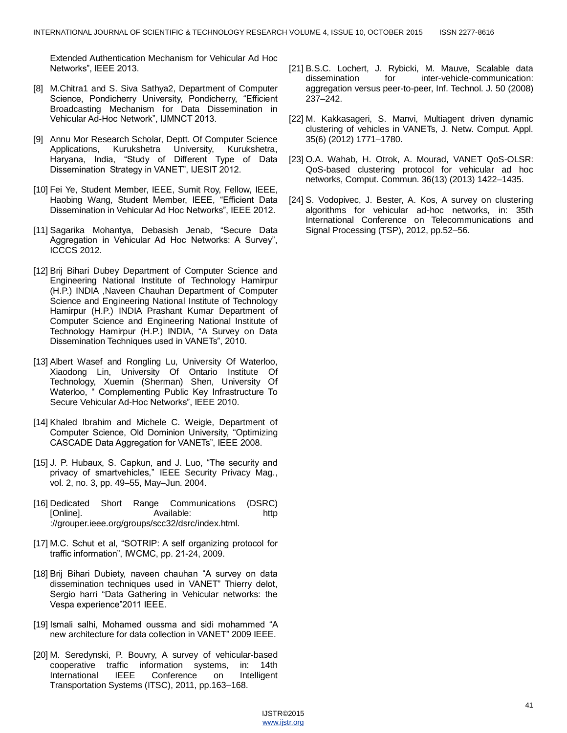Extended Authentication Mechanism for Vehicular Ad Hoc Networks", IEEE 2013.

[8] M.Chitra1 and S. Siva Sathya2, Department of Computer Science, Pondicherry University, Pondicherry, "Efficient Broadcasting Mechanism for Data Dissemination in Vehicular Ad-Hoc Network", IJMNCT 2013.

[9] Annu Mor Research Scholar, Deptt. Of Computer Science Applications, Kurukshetra University, Kurukshetra, Haryana, India, "Study of Different Type of Data Dissemination Strategy in VANET", IJESIT 2012.

[10] Fei Ye, Student Member, IEEE, Sumit Roy, Fellow, IEEE, Haobing Wang, Student Member, IEEE, "Efficient Data Dissemination in Vehicular Ad Hoc Networks", IEEE 2012.

[11] Sagarika Mohantya, Debasish Jenab, "Secure Data Aggregation in Vehicular Ad Hoc Networks: A Survey", ICCCS 2012.

[12] Brij Bihari Dubey Department of Computer Science and Engineering National Institute of Technology Hamirpur (H.P.) INDIA ,Naveen Chauhan Department of Computer Science and Engineering National Institute of Technology Hamirpur (H.P.) INDIA Prashant Kumar Department of Computer Science and Engineering National Institute of Technology Hamirpur (H.P.) INDIA, "A Survey on Data Dissemination Techniques used in VANETs", 2010.

[13] Albert Wasef and Rongling Lu, University Of Waterloo, Xiaodong Lin, University Of Ontario Institute Of Technology, Xuemin (Sherman) Shen, University Of Waterloo, " Complementing Public Key Infrastructure To Secure Vehicular Ad-Hoc Networks", IEEE 2010.

[14] Khaled Ibrahim and Michele C. Weigle, Department of Computer Science, Old Dominion University, "Optimizing CASCADE Data Aggregation for VANETs", IEEE 2008.

[15] J. P. Hubaux, S. Capkun, and J. Luo, "The security and privacy of smartvehicles," IEEE Security Privacy Mag., vol. 2, no. 3, pp. 49–55, May–Jun. 2004.

[16] Dedicated Short Range Communications (DSRC) [Online]. Available: http ://grouper.ieee.org/groups/scc32/dsrc/index.html.

[17] M.C. Schut et al, "SOTRIP: A self organizing protocol for traffic information", IWCMC, pp. 21-24, 2009.

[18] Brij Bihari Dubiety, naveen chauhan "A survey on data dissemination techniques used in VANET" Thierry delot, Sergio harri "Data Gathering in Vehicular networks: the Vespa experience"2011 IEEE.

[19] Ismali salhi, Mohamed oussma and sidi mohammed "A new architecture for data collection in VANET" 2009 IEEE.

[20] M. Seredynski, P. Bouvry, A survey of vehicular-based cooperative traffic information systems, in: 14th International IEEE Conference on Intelligent Transportation Systems (ITSC), 2011, pp.163–168.

[21] B.S.C. Lochert, J. Rybicki, M. Mauve, Scalable data dissemination for inter-vehicle-communication: aggregation versus peer-to-peer, Inf. Technol. J. 50 (2008) 237–242.

[22] M. Kakkasageri, S. Manvi, Multiagent driven dynamic clustering of vehicles in VANETs, J. Netw. Comput. Appl. 35(6) (2012) 1771–1780.

[23] O.A. Wahab, H. Otrok, A. Mourad, VANET QoS-OLSR: QoS-based clustering protocol for vehicular ad hoc networks, Comput. Commun. 36(13) (2013) 1422–1435.

[24] S. Vodopivec, J. Bester, A. Kos, A survey on clustering algorithms for vehicular ad-hoc networks, in: 35th International Conference on Telecommunications and Signal Processing (TSP), 2012, pp.52–56.